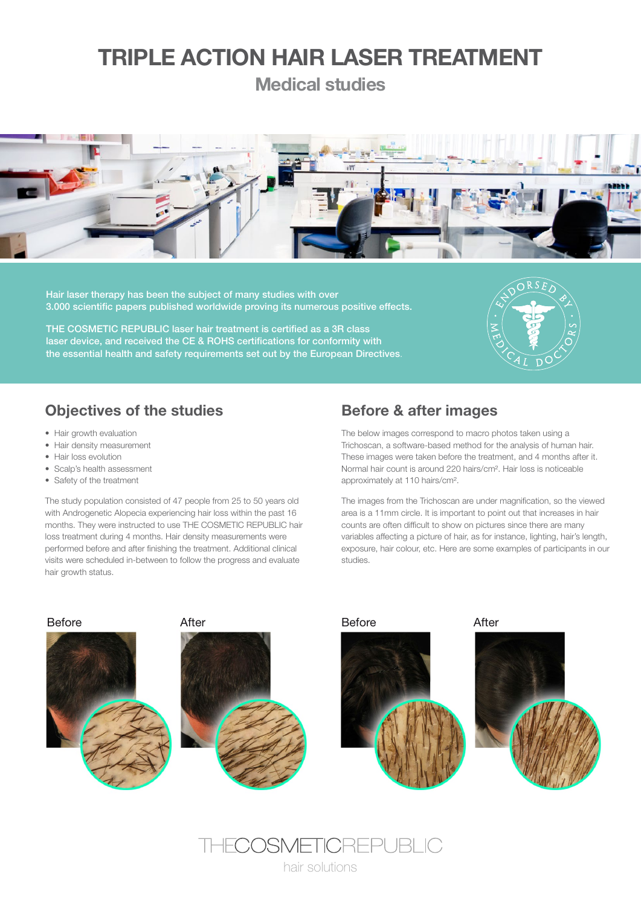# TRIPLE ACTION HAIR LASER TREATMENT

## Medical studies

Hair laser therapy has been the subject of many studies with over 3.000 scientific papers published worldwide proving its numerous positive effects.

THE COSMETIC REPUBLIC laser hair treatment is certified as a 3R class laser device, and received the CE & ROHS certifications for conformity with the essential health and safety requirements set out by the European Directives.

ENDORSED BY MEDICAL DOCTORS

## Objectives of the studies

- Hair growth evaluation
- Hair density measurement
- Hair loss evolution
- Scalp's health assessment
- Safety of the treatment

The study population consisted of 47 people from 25 to 50 years old with Androgenetic Alopecia experiencing hair loss within the past 16 months. They were instructed to use THE COSMETIC REPUBLIC hair loss treatment during 4 months. Hair density measurements were performed before and after finishing the treatment. Additional clinical visits were scheduled in-between to follow the progress and evaluate hair growth status.

## Before & after images

The below images correspond to macro photos taken using a Trichoscan, a software-based method for the analysis of human hair. These images were taken before the treatment, and 4 months after it. Normal hair count is around 220 hairs/cm². Hair loss is noticeable approximately at 110 hairs/cm².

The images from the Trichoscan are under magnification, so the viewed area is a 11mm circle. It is important to point out that increases in hair counts are often difficult to show on pictures since there are many variables affecting a picture of hair, as for instance, lighting, hair's length, exposure, hair colour, etc. Here are some examples of participants in our studies.

Before

After

Before

After

THECOSMETICREPUBLIC

hair solutions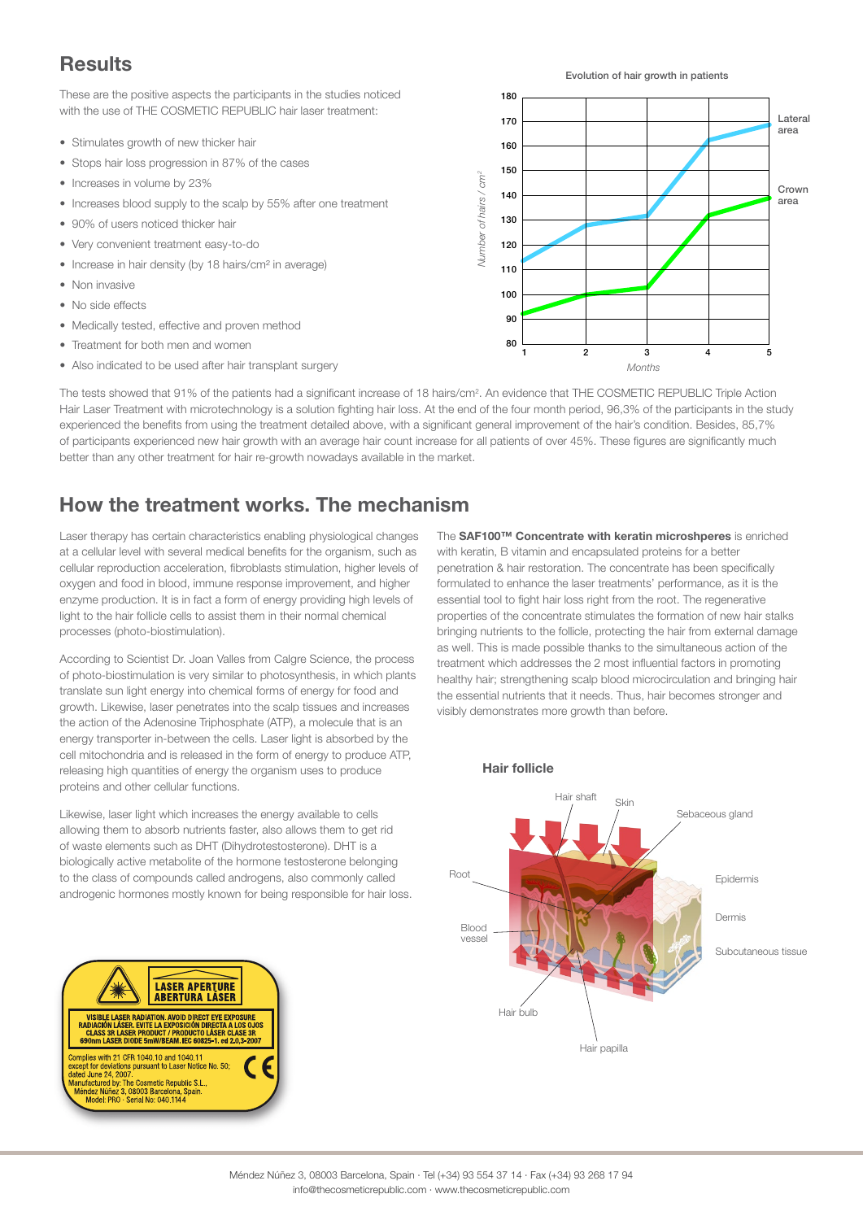## Results

These are the positive aspects the participants in the studies noticed with the use of THE COSMETIC REPUBLIC hair laser treatment:

- Stimulates growth of new thicker hair
- Stops hair loss progression in 87% of the cases
- Increases in volume by 23%
- Increases blood supply to the scalp by 55% after one treatment
- 90% of users noticed thicker hair
- Very convenient treatment easy-to-do
- Increase in hair density (by 18 hairs/cm² in average)
- Non invasive
- No side effects
- Medically tested, effective and proven method
- Treatment for both men and women
- Also indicated to be used after hair transplant surgery

Evolution of hair growth in patients

Number of hairs / cm²

180
170
160
150
140
130
120
110
100
90
80

1
2
3
4
5

Months

Lateral area

Crown area

The tests showed that 91% of the patients had a significant increase of 18 hairs/cm². An evidence that THE COSMETIC REPUBLIC Triple Action Hair Laser Treatment with microtechnology is a solution fighting hair loss. At the end of the four month period, 96,3% of the participants in the study experienced the benefits from using the treatment detailed above, with a significant general improvement of the hair's condition. Besides, 85,7% of participants experienced new hair growth with an average hair count increase for all patients of over 45%. These figures are significantly much better than any other treatment for hair re-growth nowadays available in the market.

## How the treatment works. The mechanism

Laser therapy has certain characteristics enabling physiological changes at a cellular level with several medical benefits for the organism, such as cellular reproduction acceleration, fibroblasts stimulation, higher levels of oxygen and food in blood, immune response improvement, and higher enzyme production. It is in fact a form of energy providing high levels of light to the hair follicle cells to assist them in their normal chemical processes (photo-biostimulation).

According to Scientist Dr. Joan Valles from Calgre Science, the process of photo-biostimulation is very similar to photosynthesis, in which plants translate sun light energy into chemical forms of energy for food and growth. Likewise, laser penetrates into the scalp tissues and increases the action of the Adenosine Triphosphate (ATP), a molecule that is an energy transporter in-between the cells. Laser light is absorbed by the cell mitochondria and is released in the form of energy to produce ATP, releasing high quantities of energy the organism uses to produce proteins and other cellular functions.

Likewise, laser light which increases the energy available to cells allowing them to absorb nutrients faster, also allows them to get rid of waste elements such as DHT (Dihydrotestosterone). DHT is a biologically active metabolite of the hormone testosterone belonging to the class of compounds called androgens, also commonly called androgenic hormones mostly known for being responsible for hair loss.

LASER APERTURE
ABERTURA LÁSER

VISIBLE LASER RADIATION. AVOID DIRECT EYE EXPOSURE
RADIACIÓN LÁSER. EVITE LA EXPOSICIÓN DIRECTA A LOS OJOS
CLASS 3R LASER PRODUCT / PRODUCTO LÁSER CLASE 3R
690nm LASER DIODE 5mW/BEAM. IEC 60825-1. ed 2.0,3-2007

Complies with 21 CFR 1040.10 and 1040.11
except for deviations pursuant to Laser Notice No. 50;
dated June 24, 2007.
Manufactured by: The Cosmetic Republic S.L.,
Méndez Núñez 3, 08003 Barcelona, Spain.
Model: PRO · Serial No: 040.1144

The **SAF100™ Concentrate with keratin microshperes** is enriched with keratin, B vitamin and encapsulated proteins for a better penetration & hair restoration. The concentrate has been specifically formulated to enhance the laser treatments' performance, as it is the essential tool to fight hair loss right from the root. The regenerative properties of the concentrate stimulates the formation of new hair stalks bringing nutrients to the follicle, protecting the hair from external damage as well. This is made possible thanks to the simultaneous action of the treatment which addresses the 2 most influential factors in promoting healthy hair; strengthening scalp blood microcirculation and bringing hair the essential nutrients that it needs. Thus, hair becomes stronger and visibly demonstrates more growth than before.

### Hair follicle

Hair shaft
Skin
Sebaceous gland
Root
Epidermis
Dermis
Blood vessel
Subcutaneous tissue
Hair bulb
Hair papilla

Méndez Núñez 3, 08003 Barcelona, Spain · Tel (+34) 93 554 37 14 · Fax (+34) 93 268 17 94
info@thecosmeticrepublic.com · www.thecosmeticrepublic.com